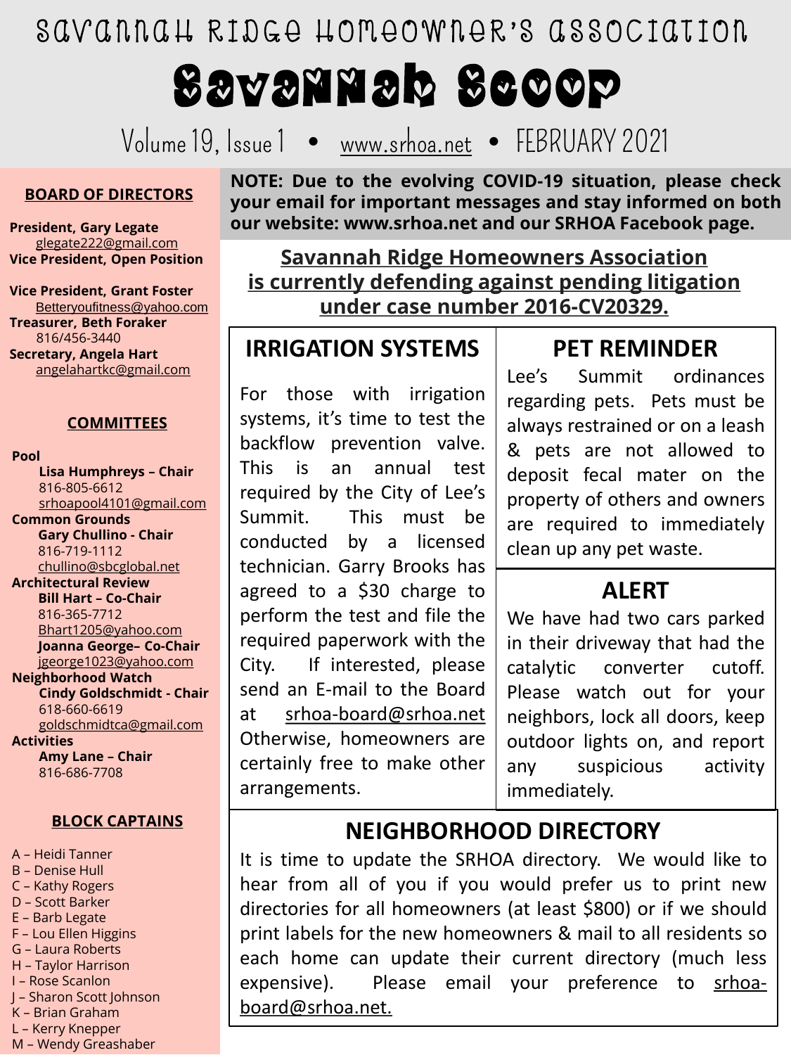# Savannah Ridge Homeowner's Association

# Savannah Scoop

Volume 19, Issue 1 • www.srhoa.net • FEBRUARY 2021

**NOTE: Due to the evolving COVID-19 situation, please check your email for important messages and stay informed on both our website: www.srhoa.net and our SRHOA Facebook page.**

**Savannah Ridge Homeowners Association is currently defending against pending litigation under case number 2016-CV20329.**

## IRRIGATION SYSTEMS

For those with irrigation systems, it's time to test the backflow prevention valve. This is an annual test required by the City of Lee's Summit. This must be conducted by a licensed technician. Garry Brooks has agreed to a $30 charge to perform the test and file the required paperwork with the City. If interested, please send an E-mail to the Board at srhoa-board@srhoa.net Otherwise, homeowners are certainly free to make other arrangements.

## PET REMINDER

Lee's Summit ordinances regarding pets. Pets must be always restrained or on a leash & pets are not allowed to deposit fecal mater on the property of others and owners are required to immediately clean up any pet waste.

## ALERT

We have had two cars parked in their driveway that had the catalytic converter cutoff. Please watch out for your neighbors, lock all doors, keep outdoor lights on, and report any suspicious activity immediately.

## NEIGHBORHOOD DIRECTORY

It is time to update the SRHOA directory. We would like to hear from all of you if you would prefer us to print new directories for all homeowners (at least $800) or if we should print labels for the new homeowners & mail to all residents so each home can update their current directory (much less expensive). Please email your preference to srhoa-board@srhoa.net.

## BOARD OF DIRECTORS

**President, Gary Legate**
glegate222@gmail.com

**Vice President, Open Position**

**Vice President, Grant Foster**
Betteryoufitness@yahoo.com

**Treasurer, Beth Foraker**
816/456-3440

**Secretary, Angela Hart**
angelahartkc@gmail.com

## COMMITTEES

**Pool**
**Lisa Humphreys – Chair**
816-805-6612
srhoapool4101@gmail.com

**Common Grounds**
**Gary Chullino - Chair**
816-719-1112
chullino@sbcglobal.net

**Architectural Review**
**Bill Hart – Co-Chair**
816-365-7712
Bhart1205@yahoo.com
**Joanna George– Co-Chair**
jgeorge1023@yahoo.com

**Neighborhood Watch**
**Cindy Goldschmidt - Chair**
618-660-6619
goldschmidtca@gmail.com

**Activities**
**Amy Lane – Chair**
816-686-7708

## BLOCK CAPTAINS

A – Heidi Tanner
B – Denise Hull
C – Kathy Rogers
D – Scott Barker
E – Barb Legate
F – Lou Ellen Higgins
G – Laura Roberts
H – Taylor Harrison
I – Rose Scanlon
J – Sharon Scott Johnson
K – Brian Graham
L – Kerry Knepper
M – Wendy Greashaber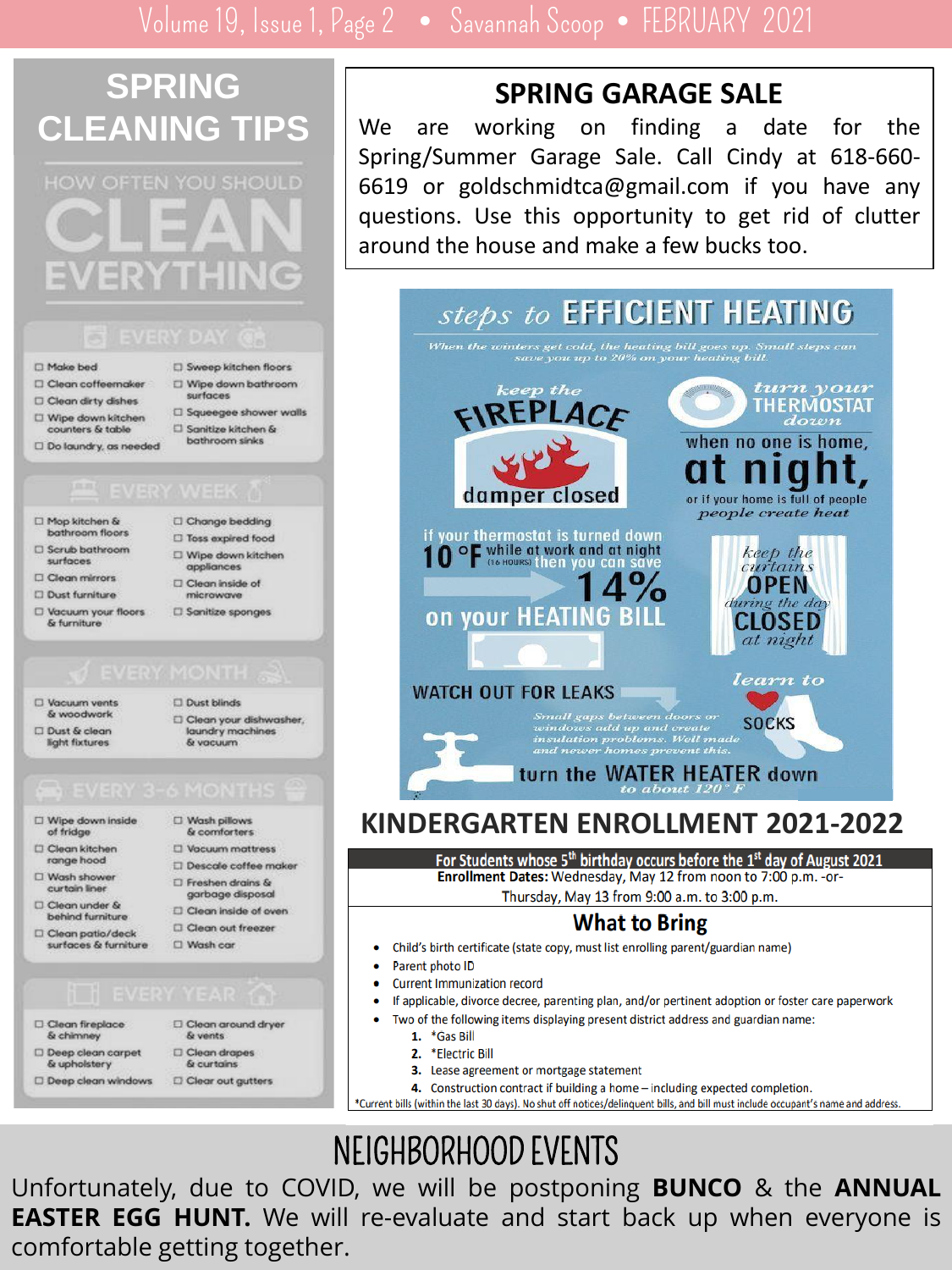# SPRING CLEANING TIPS

HOW OFTEN YOU SHOULD CLEAN EVERYTHING

## EVERY DAY

- ☐ Make bed
- ☐ Clean coffeemaker
- ☐ Clean dirty dishes
- ☐ Wipe down kitchen counters & table
- ☐ Do laundry, as needed
- ☐ Sweep kitchen floors
- ☐ Wipe down bathroom surfaces
- ☐ Squeegee shower walls
- ☐ Sanitize kitchen & bathroom sinks

## EVERY WEEK

- ☐ Mop kitchen & bathroom floors
- ☐ Scrub bathroom surfaces
- ☐ Clean mirrors
- ☐ Dust furniture
- ☐ Vacuum your floors & furniture
- ☐ Change bedding
- ☐ Toss expired food
- ☐ Wipe down kitchen appliances
- ☐ Clean inside of microwave
- ☐ Sanitize sponges

## EVERY MONTH

- ☐ Vacuum vents & woodwork
- ☐ Dust & clean light fixtures
- ☐ Dust blinds
- ☐ Clean your dishwasher, laundry machines & vacuum

## EVERY 3-6 MONTHS

- ☐ Wipe down inside of fridge
- ☐ Clean kitchen range hood
- ☐ Wash shower curtain liner
- ☐ Clean under & behind furniture
- ☐ Clean patio/deck surfaces & furniture
- ☐ Wash pillows & comforters
- ☐ Vacuum mattress
- ☐ Descale coffee maker
- ☐ Freshen drains & garbage disposal
- ☐ Clean inside of oven
- ☐ Clean out freezer
- ☐ Wash car

## EVERY YEAR

- ☐ Clean fireplace & chimney
- ☐ Deep clean carpet & upholstery
- ☐ Deep clean windows
- ☐ Clean around dryer & vents
- ☐ Clean drapes & curtains
- ☐ Clear out gutters

# SPRING GARAGE SALE

We are working on finding a date for the Spring/Summer Garage Sale. Call Cindy at 618-660-6619 or goldschmidtca@gmail.com if you have any questions. Use this opportunity to get rid of clutter around the house and make a few bucks too.

# steps to EFFICIENT HEATING

*When the winters get cold, the heating bill goes up. Small steps can save you up to 20% on your heating bill.*

keep the FIREPLACE damper closed

turn your THERMOSTAT down when no one is home, at night, or if your home is full of people *people create heat*

if your thermostat is turned down 10 °F while at work and at night (16 HOURS) then you can save 14% on your HEATING BILL

*keep the curtains* OPEN *during the day* CLOSED *at night*

WATCH OUT FOR LEAKS

*Small gaps between doors or windows add up and create insulation problems. Well made and newer homes prevent this.*

*learn to* ♥ SOCKS

turn the WATER HEATER down *to about 120° F*

# KINDERGARTEN ENROLLMENT 2021-2022

**For Students whose 5th birthday occurs before the 1st day of August 2021**

**Enrollment Dates:** Wednesday, May 12 from noon to 7:00 p.m. -or- Thursday, May 13 from 9:00 a.m. to 3:00 p.m.

## What to Bring

- Child's birth certificate (state copy, must list enrolling parent/guardian name)
- Parent photo ID
- Current Immunization record
- If applicable, divorce decree, parenting plan, and/or pertinent adoption or foster care paperwork
- Two of the following items displaying present district address and guardian name:
  1. *Gas Bill
  2. *Electric Bill
  3. Lease agreement or mortgage statement
  4. Construction contract if building a home – including expected completion.

*Current bills (within the last 30 days). No shut off notices/delinquent bills, and bill must include occupant's name and address.

# NEIGHBORHOOD EVENTS

Unfortunately, due to COVID, we will be postponing **BUNCO** & the **ANNUAL EASTER EGG HUNT.** We will re-evaluate and start back up when everyone is comfortable getting together.